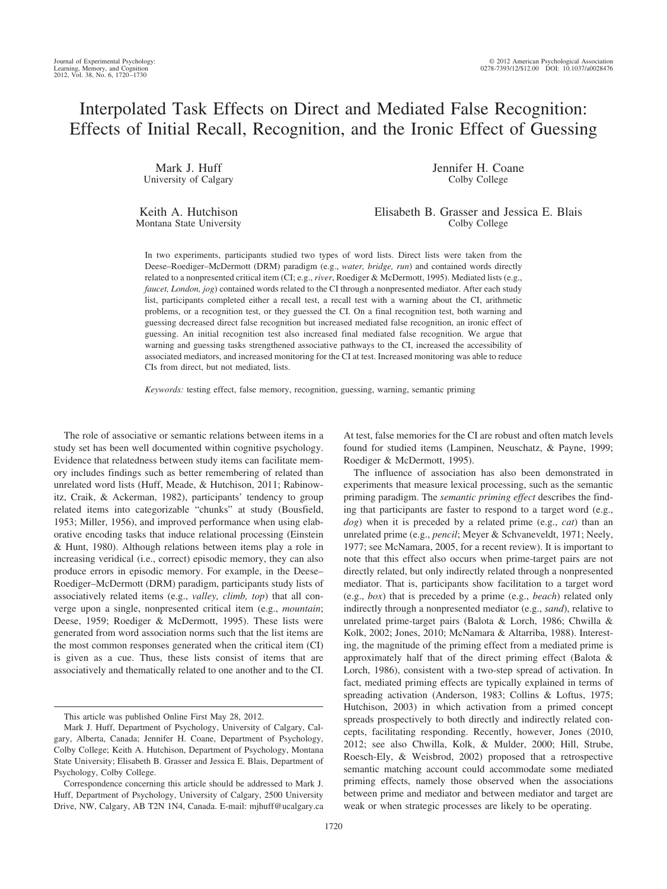# Interpolated Task Effects on Direct and Mediated False Recognition: Effects of Initial Recall, Recognition, and the Ironic Effect of Guessing

Mark J. Huff
University of Calgary

Jennifer H. Coane
Colby College

Keith A. Hutchison
Montana State University

Elisabeth B. Grasser and Jessica E. Blais
Colby College

In two experiments, participants studied two types of word lists. Direct lists were taken from the Deese–Roediger–McDermott (DRM) paradigm (e.g., *water, bridge, run*) and contained words directly related to a nonpresented critical item (CI; e.g., *river*, Roediger & McDermott, 1995). Mediated lists (e.g., *faucet, London, jog*) contained words related to the CI through a nonpresented mediator. After each study list, participants completed either a recall test, a recall test with a warning about the CI, arithmetic problems, or a recognition test, or they guessed the CI. On a final recognition test, both warning and guessing decreased direct false recognition but increased mediated false recognition, an ironic effect of guessing. An initial recognition test also increased final mediated false recognition. We argue that warning and guessing tasks strengthened associative pathways to the CI, increased the accessibility of associated mediators, and increased monitoring for the CI at test. Increased monitoring was able to reduce CIs from direct, but not mediated, lists.

*Keywords:* testing effect, false memory, recognition, guessing, warning, semantic priming

The role of associative or semantic relations between items in a study set has been well documented within cognitive psychology. Evidence that relatedness between study items can facilitate memory includes findings such as better remembering of related than unrelated word lists (Huff, Meade, & Hutchison, 2011; Rabinowitz, Craik, & Ackerman, 1982), participants' tendency to group related items into categorizable "chunks" at study (Bousfield, 1953; Miller, 1956), and improved performance when using elaborative encoding tasks that induce relational processing (Einstein & Hunt, 1980). Although relations between items play a role in increasing veridical (i.e., correct) episodic memory, they can also produce errors in episodic memory. For example, in the Deese–Roediger–McDermott (DRM) paradigm, participants study lists of associatively related items (e.g., *valley, climb, top*) that all converge upon a single, nonpresented critical item (e.g., *mountain*; Deese, 1959; Roediger & McDermott, 1995). These lists were generated from word association norms such that the list items are the most common responses generated when the critical item (CI) is given as a cue. Thus, these lists consist of items that are associatively and thematically related to one another and to the CI. At test, false memories for the CI are robust and often match levels found for studied items (Lampinen, Neuschatz, & Payne, 1999; Roediger & McDermott, 1995).

The influence of association has also been demonstrated in experiments that measure lexical processing, such as the semantic priming paradigm. The *semantic priming effect* describes the finding that participants are faster to respond to a target word (e.g., *dog*) when it is preceded by a related prime (e.g., *cat*) than an unrelated prime (e.g., *pencil*; Meyer & Schvaneveldt, 1971; Neely, 1977; see McNamara, 2005, for a recent review). It is important to note that this effect also occurs when prime-target pairs are not directly related, but only indirectly related through a nonpresented mediator. That is, participants show facilitation to a target word (e.g., *box*) that is preceded by a prime (e.g., *beach*) related only indirectly through a nonpresented mediator (e.g., *sand*), relative to unrelated prime-target pairs (Balota & Lorch, 1986; Chwilla & Kolk, 2002; Jones, 2010; McNamara & Altarriba, 1988). Interestingly, the magnitude of the priming effect from a mediated prime is approximately half that of the direct priming effect (Balota & Lorch, 1986), consistent with a two-step spread of activation. In fact, mediated priming effects are typically explained in terms of spreading activation (Anderson, 1983; Collins & Loftus, 1975; Hutchison, 2003) in which activation from a primed concept spreads prospectively to both directly and indirectly related concepts, facilitating responding. Recently, however, Jones (2010, 2012; see also Chwilla, Kolk, & Mulder, 2000; Hill, Strube, Roesch-Ely, & Weisbrod, 2002) proposed that a retrospective semantic matching account could accommodate some mediated priming effects, namely those observed when the associations between prime and mediator and between mediator and target are weak or when strategic processes are likely to be operating.

---

This article was published Online First May 28, 2012.

Mark J. Huff, Department of Psychology, University of Calgary, Calgary, Alberta, Canada; Jennifer H. Coane, Department of Psychology, Colby College; Keith A. Hutchison, Department of Psychology, Montana State University; Elisabeth B. Grasser and Jessica E. Blais, Department of Psychology, Colby College.

Correspondence concerning this article should be addressed to Mark J. Huff, Department of Psychology, University of Calgary, 2500 University Drive, NW, Calgary, AB T2N 1N4, Canada. E-mail: mjhuff@ucalgary.ca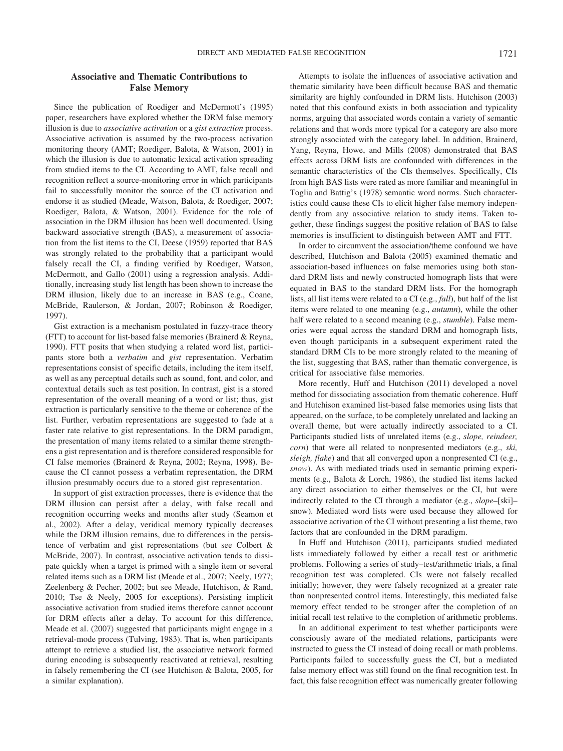## Associative and Thematic Contributions to False Memory

Since the publication of Roediger and McDermott's (1995) paper, researchers have explored whether the DRM false memory illusion is due to *associative activation* or a *gist extraction* process. Associative activation is assumed by the two-process activation monitoring theory (AMT; Roediger, Balota, & Watson, 2001) in which the illusion is due to automatic lexical activation spreading from studied items to the CI. According to AMT, false recall and recognition reflect a source-monitoring error in which participants fail to successfully monitor the source of the CI activation and endorse it as studied (Meade, Watson, Balota, & Roediger, 2007; Roediger, Balota, & Watson, 2001). Evidence for the role of association in the DRM illusion has been well documented. Using backward associative strength (BAS), a measurement of association from the list items to the CI, Deese (1959) reported that BAS was strongly related to the probability that a participant would falsely recall the CI, a finding verified by Roediger, Watson, McDermott, and Gallo (2001) using a regression analysis. Additionally, increasing study list length has been shown to increase the DRM illusion, likely due to an increase in BAS (e.g., Coane, McBride, Raulerson, & Jordan, 2007; Robinson & Roediger, 1997).

Gist extraction is a mechanism postulated in fuzzy-trace theory (FTT) to account for list-based false memories (Brainerd & Reyna, 1990). FTT posits that when studying a related word list, participants store both a *verbatim* and *gist* representation. Verbatim representations consist of specific details, including the item itself, as well as any perceptual details such as sound, font, and color, and contextual details such as test position. In contrast, gist is a stored representation of the overall meaning of a word or list; thus, gist extraction is particularly sensitive to the theme or coherence of the list. Further, verbatim representations are suggested to fade at a faster rate relative to gist representations. In the DRM paradigm, the presentation of many items related to a similar theme strengthens a gist representation and is therefore considered responsible for CI false memories (Brainerd & Reyna, 2002; Reyna, 1998). Because the CI cannot possess a verbatim representation, the DRM illusion presumably occurs due to a stored gist representation.

In support of gist extraction processes, there is evidence that the DRM illusion can persist after a delay, with false recall and recognition occurring weeks and months after study (Seamon et al., 2002). After a delay, veridical memory typically decreases while the DRM illusion remains, due to differences in the persistence of verbatim and gist representations (but see Colbert & McBride, 2007). In contrast, associative activation tends to dissipate quickly when a target is primed with a single item or several related items such as a DRM list (Meade et al., 2007; Neely, 1977; Zeelenberg & Pecher, 2002; but see Meade, Hutchison, & Rand, 2010; Tse & Neely, 2005 for exceptions). Persisting implicit associative activation from studied items therefore cannot account for DRM effects after a delay. To account for this difference, Meade et al. (2007) suggested that participants might engage in a retrieval-mode process (Tulving, 1983). That is, when participants attempt to retrieve a studied list, the associative network formed during encoding is subsequently reactivated at retrieval, resulting in falsely remembering the CI (see Hutchison & Balota, 2005, for a similar explanation).

Attempts to isolate the influences of associative activation and thematic similarity have been difficult because BAS and thematic similarity are highly confounded in DRM lists. Hutchison (2003) noted that this confound exists in both association and typicality norms, arguing that associated words contain a variety of semantic relations and that words more typical for a category are also more strongly associated with the category label. In addition, Brainerd, Yang, Reyna, Howe, and Mills (2008) demonstrated that BAS effects across DRM lists are confounded with differences in the semantic characteristics of the CIs themselves. Specifically, CIs from high BAS lists were rated as more familiar and meaningful in Toglia and Battig's (1978) semantic word norms. Such characteristics could cause these CIs to elicit higher false memory independently from any associative relation to study items. Taken together, these findings suggest the positive relation of BAS to false memories is insufficient to distinguish between AMT and FTT.

In order to circumvent the association/theme confound we have described, Hutchison and Balota (2005) examined thematic and association-based influences on false memories using both standard DRM lists and newly constructed homograph lists that were equated in BAS to the standard DRM lists. For the homograph lists, all list items were related to a CI (e.g., *fall*), but half of the list items were related to one meaning (e.g., *autumn*), while the other half were related to a second meaning (e.g., *stumble*). False memories were equal across the standard DRM and homograph lists, even though participants in a subsequent experiment rated the standard DRM CIs to be more strongly related to the meaning of the list, suggesting that BAS, rather than thematic convergence, is critical for associative false memories.

More recently, Huff and Hutchison (2011) developed a novel method for dissociating association from thematic coherence. Huff and Hutchison examined list-based false memories using lists that appeared, on the surface, to be completely unrelated and lacking an overall theme, but were actually indirectly associated to a CI. Participants studied lists of unrelated items (e.g., *slope, reindeer, corn*) that were all related to nonpresented mediators (e.g., *ski, sleigh, flake*) and that all converged upon a nonpresented CI (e.g., *snow*). As with mediated triads used in semantic priming experiments (e.g., Balota & Lorch, 1986), the studied list items lacked any direct association to either themselves or the CI, but were indirectly related to the CI through a mediator (e.g., *slope*–[ski]–snow). Mediated word lists were used because they allowed for associative activation of the CI without presenting a list theme, two factors that are confounded in the DRM paradigm.

In Huff and Hutchison (2011), participants studied mediated lists immediately followed by either a recall test or arithmetic problems. Following a series of study–test/arithmetic trials, a final recognition test was completed. CIs were not falsely recalled initially; however, they were falsely recognized at a greater rate than nonpresented control items. Interestingly, this mediated false memory effect tended to be stronger after the completion of an initial recall test relative to the completion of arithmetic problems.

In an additional experiment to test whether participants were consciously aware of the mediated relations, participants were instructed to guess the CI instead of doing recall or math problems. Participants failed to successfully guess the CI, but a mediated false memory effect was still found on the final recognition test. In fact, this false recognition effect was numerically greater following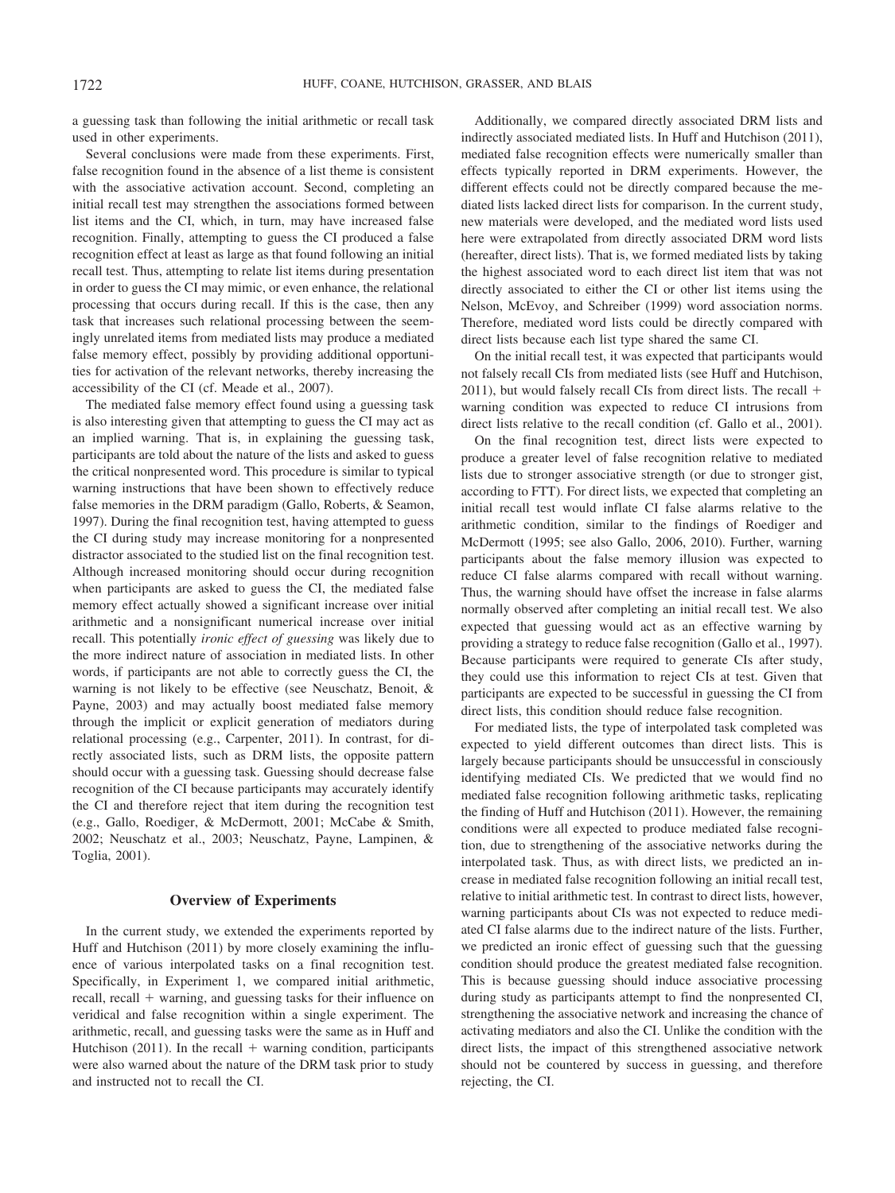a guessing task than following the initial arithmetic or recall task used in other experiments.

Several conclusions were made from these experiments. First, false recognition found in the absence of a list theme is consistent with the associative activation account. Second, completing an initial recall test may strengthen the associations formed between list items and the CI, which, in turn, may have increased false recognition. Finally, attempting to guess the CI produced a false recognition effect at least as large as that found following an initial recall test. Thus, attempting to relate list items during presentation in order to guess the CI may mimic, or even enhance, the relational processing that occurs during recall. If this is the case, then any task that increases such relational processing between the seemingly unrelated items from mediated lists may produce a mediated false memory effect, possibly by providing additional opportunities for activation of the relevant networks, thereby increasing the accessibility of the CI (cf. Meade et al., 2007).

The mediated false memory effect found using a guessing task is also interesting given that attempting to guess the CI may act as an implied warning. That is, in explaining the guessing task, participants are told about the nature of the lists and asked to guess the critical nonpresented word. This procedure is similar to typical warning instructions that have been shown to effectively reduce false memories in the DRM paradigm (Gallo, Roberts, & Seamon, 1997). During the final recognition test, having attempted to guess the CI during study may increase monitoring for a nonpresented distractor associated to the studied list on the final recognition test. Although increased monitoring should occur during recognition when participants are asked to guess the CI, the mediated false memory effect actually showed a significant increase over initial arithmetic and a nonsignificant numerical increase over initial recall. This potentially *ironic effect of guessing* was likely due to the more indirect nature of association in mediated lists. In other words, if participants are not able to correctly guess the CI, the warning is not likely to be effective (see Neuschatz, Benoit, & Payne, 2003) and may actually boost mediated false memory through the implicit or explicit generation of mediators during relational processing (e.g., Carpenter, 2011). In contrast, for directly associated lists, such as DRM lists, the opposite pattern should occur with a guessing task. Guessing should decrease false recognition of the CI because participants may accurately identify the CI and therefore reject that item during the recognition test (e.g., Gallo, Roediger, & McDermott, 2001; McCabe & Smith, 2002; Neuschatz et al., 2003; Neuschatz, Payne, Lampinen, & Toglia, 2001).

## Overview of Experiments

In the current study, we extended the experiments reported by Huff and Hutchison (2011) by more closely examining the influence of various interpolated tasks on a final recognition test. Specifically, in Experiment 1, we compared initial arithmetic, recall, recall + warning, and guessing tasks for their influence on veridical and false recognition within a single experiment. The arithmetic, recall, and guessing tasks were the same as in Huff and Hutchison (2011). In the recall + warning condition, participants were also warned about the nature of the DRM task prior to study and instructed not to recall the CI.

Additionally, we compared directly associated DRM lists and indirectly associated mediated lists. In Huff and Hutchison (2011), mediated false recognition effects were numerically smaller than effects typically reported in DRM experiments. However, the different effects could not be directly compared because the mediated lists lacked direct lists for comparison. In the current study, new materials were developed, and the mediated word lists used here were extrapolated from directly associated DRM word lists (hereafter, direct lists). That is, we formed mediated lists by taking the highest associated word to each direct list item that was not directly associated to either the CI or other list items using the Nelson, McEvoy, and Schreiber (1999) word association norms. Therefore, mediated word lists could be directly compared with direct lists because each list type shared the same CI.

On the initial recall test, it was expected that participants would not falsely recall CIs from mediated lists (see Huff and Hutchison, 2011), but would falsely recall CIs from direct lists. The recall + warning condition was expected to reduce CI intrusions from direct lists relative to the recall condition (cf. Gallo et al., 2001).

On the final recognition test, direct lists were expected to produce a greater level of false recognition relative to mediated lists due to stronger associative strength (or due to stronger gist, according to FTT). For direct lists, we expected that completing an initial recall test would inflate CI false alarms relative to the arithmetic condition, similar to the findings of Roediger and McDermott (1995; see also Gallo, 2006, 2010). Further, warning participants about the false memory illusion was expected to reduce CI false alarms compared with recall without warning. Thus, the warning should have offset the increase in false alarms normally observed after completing an initial recall test. We also expected that guessing would act as an effective warning by providing a strategy to reduce false recognition (Gallo et al., 1997). Because participants were required to generate CIs after study, they could use this information to reject CIs at test. Given that participants are expected to be successful in guessing the CI from direct lists, this condition should reduce false recognition.

For mediated lists, the type of interpolated task completed was expected to yield different outcomes than direct lists. This is largely because participants should be unsuccessful in consciously identifying mediated CIs. We predicted that we would find no mediated false recognition following arithmetic tasks, replicating the finding of Huff and Hutchison (2011). However, the remaining conditions were all expected to produce mediated false recognition, due to strengthening of the associative networks during the interpolated task. Thus, as with direct lists, we predicted an increase in mediated false recognition following an initial recall test, relative to initial arithmetic test. In contrast to direct lists, however, warning participants about CIs was not expected to reduce mediated CI false alarms due to the indirect nature of the lists. Further, we predicted an ironic effect of guessing such that the guessing condition should produce the greatest mediated false recognition. This is because guessing should induce associative processing during study as participants attempt to find the nonpresented CI, strengthening the associative network and increasing the chance of activating mediators and also the CI. Unlike the condition with the direct lists, the impact of this strengthened associative network should not be countered by success in guessing, and therefore rejecting, the CI.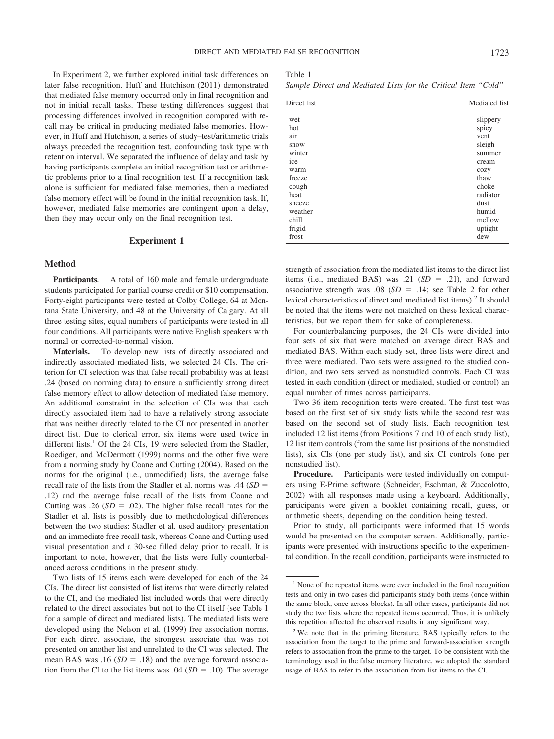In Experiment 2, we further explored initial task differences on later false recognition. Huff and Hutchison (2011) demonstrated that mediated false memory occurred only in final recognition and not in initial recall tasks. These testing differences suggest that processing differences involved in recognition compared with recall may be critical in producing mediated false memories. However, in Huff and Hutchison, a series of study–test/arithmetic trials always preceded the recognition test, confounding task type with retention interval. We separated the influence of delay and task by having participants complete an initial recognition test or arithmetic problems prior to a final recognition test. If a recognition task alone is sufficient for mediated false memories, then a mediated false memory effect will be found in the initial recognition task. If, however, mediated false memories are contingent upon a delay, then they may occur only on the final recognition test.

## Experiment 1

### Method

**Participants.** A total of 160 male and female undergraduate students participated for partial course credit or $10 compensation. Forty-eight participants were tested at Colby College, 64 at Montana State University, and 48 at the University of Calgary. At all three testing sites, equal numbers of participants were tested in all four conditions. All participants were native English speakers with normal or corrected-to-normal vision.

**Materials.** To develop new lists of directly associated and indirectly associated mediated lists, we selected 24 CIs. The criterion for CI selection was that false recall probability was at least .24 (based on norming data) to ensure a sufficiently strong direct false memory effect to allow detection of mediated false memory. An additional constraint in the selection of CIs was that each directly associated item had to have a relatively strong associate that was neither directly related to the CI nor presented in another direct list. Due to clerical error, six items were used twice in different lists.[1] Of the 24 CIs, 19 were selected from the Stadler, Roediger, and McDermott (1999) norms and the other five were from a norming study by Coane and Cutting (2004). Based on the norms for the original (i.e., unmodified) lists, the average false recall rate of the lists from the Stadler et al. norms was .44 ($SD$ = .12) and the average false recall of the lists from Coane and Cutting was .26 ($SD$ = .02). The higher false recall rates for the Stadler et al. lists is possibly due to methodological differences between the two studies: Stadler et al. used auditory presentation and an immediate free recall task, whereas Coane and Cutting used visual presentation and a 30-sec filled delay prior to recall. It is important to note, however, that the lists were fully counterbalanced across conditions in the present study.

Two lists of 15 items each were developed for each of the 24 CIs. The direct list consisted of list items that were directly related to the CI, and the mediated list included words that were directly related to the direct associates but not to the CI itself (see Table 1 for a sample of direct and mediated lists). The mediated lists were developed using the Nelson et al. (1999) free association norms. For each direct associate, the strongest associate that was not presented on another list and unrelated to the CI was selected. The mean BAS was .16 ($SD$ = .18) and the average forward association from the CI to the list items was .04 ($SD$ = .10). The average strength of association from the mediated list items to the direct list items (i.e., mediated BAS) was .21 ($SD$ = .21), and forward associative strength was .08 ($SD$ = .14; see Table 2 for other lexical characteristics of direct and mediated list items).[2] It should be noted that the items were not matched on these lexical characteristics, but we report them for sake of completeness.

Table 1
*Sample Direct and Mediated Lists for the Critical Item "Cold"*

| Direct list | Mediated list |
|---|---|
| wet | slippery |
| hot | spicy |
| air | vent |
| snow | sleigh |
| winter | summer |
| ice | cream |
| warm | cozy |
| freeze | thaw |
| cough | choke |
| heat | radiator |
| sneeze | dust |
| weather | humid |
| chill | mellow |
| frigid | uptight |
| frost | dew |

For counterbalancing purposes, the 24 CIs were divided into four sets of six that were matched on average direct BAS and mediated BAS. Within each study set, three lists were direct and three were mediated. Two sets were assigned to the studied condition, and two sets served as nonstudied controls. Each CI was tested in each condition (direct or mediated, studied or control) an equal number of times across participants.

Two 36-item recognition tests were created. The first test was based on the first set of six study lists while the second test was based on the second set of study lists. Each recognition test included 12 list items (from Positions 7 and 10 of each study list), 12 list item controls (from the same list positions of the nonstudied lists), six CIs (one per study list), and six CI controls (one per nonstudied list).

**Procedure.** Participants were tested individually on computers using E-Prime software (Schneider, Eschman, & Zuccolotto, 2002) with all responses made using a keyboard. Additionally, participants were given a booklet containing recall, guess, or arithmetic sheets, depending on the condition being tested.

Prior to study, all participants were informed that 15 words would be presented on the computer screen. Additionally, participants were presented with instructions specific to the experimental condition. In the recall condition, participants were instructed to

[1] None of the repeated items were ever included in the final recognition tests and only in two cases did participants study both items (once within the same block, once across blocks). In all other cases, participants did not study the two lists where the repeated items occurred. Thus, it is unlikely this repetition affected the observed results in any significant way.

[2] We note that in the priming literature, BAS typically refers to the association from the target to the prime and forward-association strength refers to association from the prime to the target. To be consistent with the terminology used in the false memory literature, we adopted the standard usage of BAS to refer to the association from list items to the CI.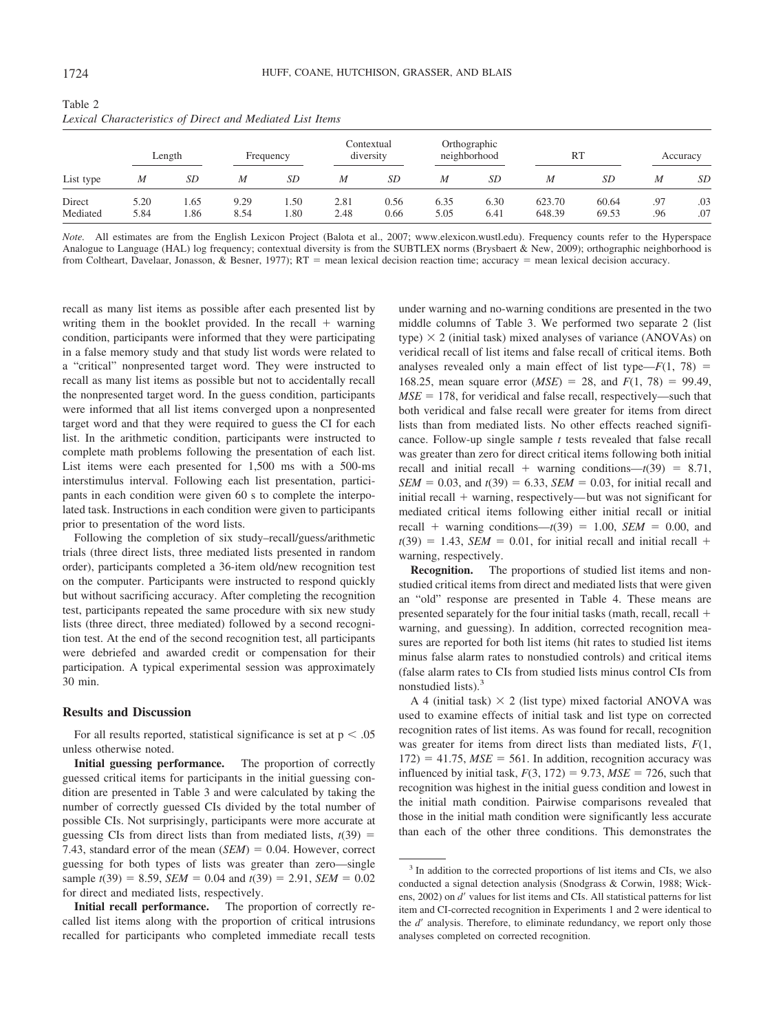Table 2
*Lexical Characteristics of Direct and Mediated List Items*

| List type | Length | | Frequency | | Contextual diversity | | Orthographic neighborhood | | RT | | Accuracy | |
|---|---|---|---|---|---|---|---|---|---|---|---|---|
| | *M* | *SD* | *M* | *SD* | *M* | *SD* | *M* | *SD* | *M* | *SD* | *M* | *SD* |
| Direct | 5.20 | 1.65 | 9.29 | 1.50 | 2.81 | 0.56 | 6.35 | 6.30 | 623.70 | 60.64 | .97 | .03 |
| Mediated | 5.84 | 1.86 | 8.54 | 1.80 | 2.48 | 0.66 | 5.05 | 6.41 | 648.39 | 69.53 | .96 | .07 |

*Note.* All estimates are from the English Lexicon Project (Balota et al., 2007; www.elexicon.wustl.edu). Frequency counts refer to the Hyperspace Analogue to Language (HAL) log frequency; contextual diversity is from the SUBTLEX norms (Brysbaert & New, 2009); orthographic neighborhood is from Coltheart, Davelaar, Jonasson, & Besner, 1977); RT = mean lexical decision reaction time; accuracy = mean lexical decision accuracy.

recall as many list items as possible after each presented list by writing them in the booklet provided. In the recall + warning condition, participants were informed that they were participating in a false memory study and that study list words were related to a "critical" nonpresented target word. They were instructed to recall as many list items as possible but not to accidentally recall the nonpresented target word. In the guess condition, participants were informed that all list items converged upon a nonpresented target word and that they were required to guess the CI for each list. In the arithmetic condition, participants were instructed to complete math problems following the presentation of each list. List items were each presented for 1,500 ms with a 500-ms interstimulus interval. Following each list presentation, participants in each condition were given 60 s to complete the interpolated task. Instructions in each condition were given to participants prior to presentation of the word lists.

Following the completion of six study–recall/guess/arithmetic trials (three direct lists, three mediated lists presented in random order), participants completed a 36-item old/new recognition test on the computer. Participants were instructed to respond quickly but without sacrificing accuracy. After completing the recognition test, participants repeated the same procedure with six new study lists (three direct, three mediated) followed by a second recognition test. At the end of the second recognition test, all participants were debriefed and awarded credit or compensation for their participation. A typical experimental session was approximately 30 min.

### Results and Discussion

For all results reported, statistical significance is set at $p < .05$ unless otherwise noted.

**Initial guessing performance.** The proportion of correctly guessed critical items for participants in the initial guessing condition are presented in Table 3 and were calculated by taking the number of correctly guessed CIs divided by the total number of possible CIs. Not surprisingly, participants were more accurate at guessing CIs from direct lists than from mediated lists, $t(39) = 7.43$, standard error of the mean ($SEM$) = 0.04. However, correct guessing for both types of lists was greater than zero—single sample $t(39) = 8.59$, $SEM = 0.04$ and $t(39) = 2.91$, $SEM = 0.02$ for direct and mediated lists, respectively.

**Initial recall performance.** The proportion of correctly recalled list items along with the proportion of critical intrusions recalled for participants who completed immediate recall tests under warning and no-warning conditions are presented in the two middle columns of Table 3. We performed two separate 2 (list type) × 2 (initial task) mixed analyses of variance (ANOVAs) on veridical recall of list items and false recall of critical items. Both analyses revealed only a main effect of list type—$F(1, 78) = 168.25$, mean square error ($MSE$) = 28, and $F(1, 78) = 99.49$, $MSE = 178$, for veridical and false recall, respectively—such that both veridical and false recall were greater for items from direct lists than from mediated lists. No other effects reached significance. Follow-up single sample *t* tests revealed that false recall was greater than zero for direct critical items following both initial recall and initial recall + warning conditions—$t(39) = 8.71$, $SEM = 0.03$, and $t(39) = 6.33$, $SEM = 0.03$, for initial recall and initial recall + warning, respectively—but was not significant for mediated critical items following either initial recall or initial recall + warning conditions—$t(39) = 1.00$, $SEM = 0.00$, and $t(39) = 1.43$, $SEM = 0.01$, for initial recall and initial recall + warning, respectively.

**Recognition.** The proportions of studied list items and nonstudied critical items from direct and mediated lists that were given an "old" response are presented in Table 4. These means are presented separately for the four initial tasks (math, recall, recall + warning, and guessing). In addition, corrected recognition measures are reported for both list items (hit rates to studied list items minus false alarm rates to nonstudied controls) and critical items (false alarm rates to CIs from studied lists minus control CIs from nonstudied lists).[3]

A 4 (initial task) × 2 (list type) mixed factorial ANOVA was used to examine effects of initial task and list type on corrected recognition rates of list items. As was found for recall, recognition was greater for items from direct lists than mediated lists, $F(1, 172) = 41.75$, $MSE = 561$. In addition, recognition accuracy was influenced by initial task, $F(3, 172) = 9.73$, $MSE = 726$, such that recognition was highest in the initial guess condition and lowest in the initial math condition. Pairwise comparisons revealed that those in the initial math condition were significantly less accurate than each of the other three conditions. This demonstrates the

[3] In addition to the corrected proportions of list items and CIs, we also conducted a signal detection analysis (Snodgrass & Corwin, 1988; Wickens, 2002) on $d'$ values for list items and CIs. All statistical patterns for list item and CI-corrected recognition in Experiments 1 and 2 were identical to the $d'$ analysis. Therefore, to eliminate redundancy, we report only those analyses completed on corrected recognition.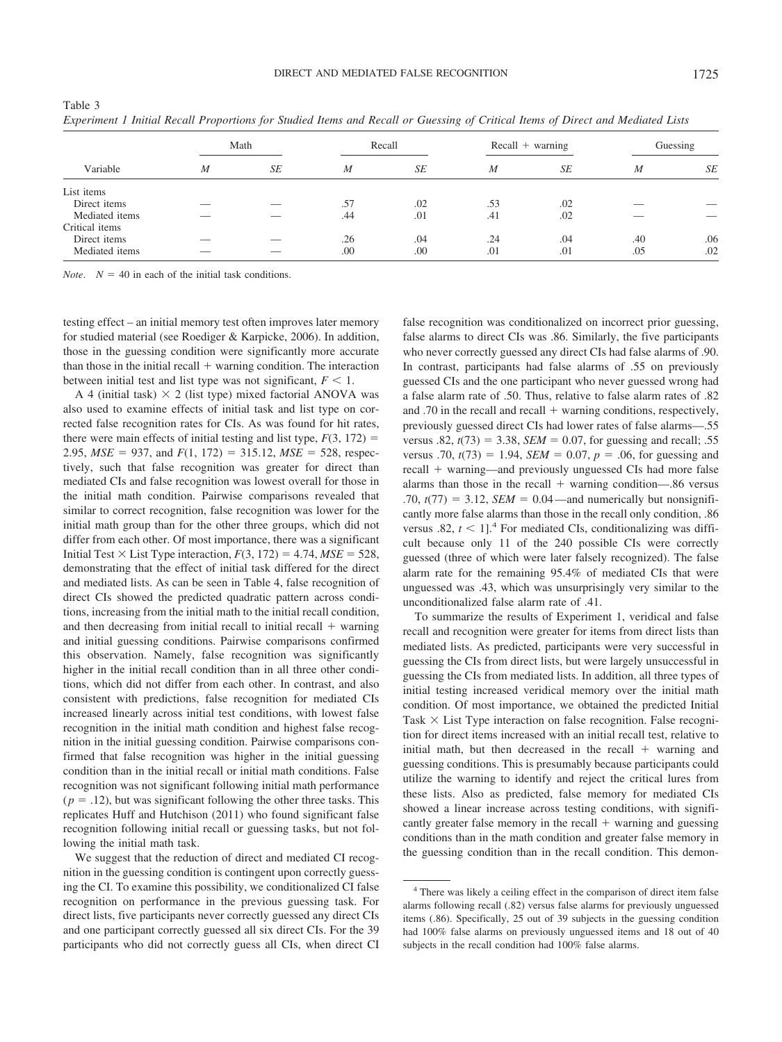Table 3

*Experiment 1 Initial Recall Proportions for Studied Items and Recall or Guessing of Critical Items of Direct and Mediated Lists*

| Variable | Math | | Recall | | Recall + warning | | Guessing | |
|---|---|---|---|---|---|---|---|---|
| | *M* | *SE* | *M* | *SE* | *M* | *SE* | *M* | *SE* |
| List items | | | | | | | | |
| Direct items | — | — | .57 | .02 | .53 | .02 | — | — |
| Mediated items | — | — | .44 | .01 | .41 | .02 | — | — |
| Critical items | | | | | | | | |
| Direct items | — | — | .26 | .04 | .24 | .04 | .40 | .06 |
| Mediated items | — | — | .00 | .00 | .01 | .01 | .05 | .02 |

*Note.* $N = 40$ in each of the initial task conditions.

testing effect – an initial memory test often improves later memory for studied material (see Roediger & Karpicke, 2006). In addition, those in the guessing condition were significantly more accurate than those in the initial recall + warning condition. The interaction between initial test and list type was not significant, $F < 1$.

A 4 (initial task) × 2 (list type) mixed factorial ANOVA was also used to examine effects of initial task and list type on corrected false recognition rates for CIs. As was found for hit rates, there were main effects of initial testing and list type, $F(3, 172) = 2.95$, $MSE = 937$, and $F(1, 172) = 315.12$, $MSE = 528$, respectively, such that false recognition was greater for direct than mediated CIs and false recognition was lowest overall for those in the initial math condition. Pairwise comparisons revealed that similar to correct recognition, false recognition was lower for the initial math group than for the other three groups, which did not differ from each other. Of most importance, there was a significant Initial Test × List Type interaction, $F(3, 172) = 4.74$, $MSE = 528$, demonstrating that the effect of initial task differed for the direct and mediated lists. As can be seen in Table 4, false recognition of direct CIs showed the predicted quadratic pattern across conditions, increasing from the initial math to the initial recall condition, and then decreasing from initial recall to initial recall + warning and initial guessing conditions. Pairwise comparisons confirmed this observation. Namely, false recognition was significantly higher in the initial recall condition than in all three other conditions, which did not differ from each other. In contrast, and also consistent with predictions, false recognition for mediated CIs increased linearly across initial test conditions, with lowest false recognition in the initial math condition and highest false recognition in the initial guessing condition. Pairwise comparisons confirmed that false recognition was higher in the initial guessing condition than in the initial recall or initial math conditions. False recognition was not significant following initial math performance ($p = .12$), but was significant following the other three tasks. This replicates Huff and Hutchison (2011) who found significant false recognition following initial recall or guessing tasks, but not following the initial math task.

We suggest that the reduction of direct and mediated CI recognition in the guessing condition is contingent upon correctly guessing the CI. To examine this possibility, we conditionalized CI false recognition on performance in the previous guessing task. For direct lists, five participants never correctly guessed any direct CIs and one participant correctly guessed all six direct CIs. For the 39 participants who did not correctly guess all CIs, when direct CI false recognition was conditionalized on incorrect prior guessing, false alarms to direct CIs was .86. Similarly, the five participants who never correctly guessed any direct CIs had false alarms of .90. In contrast, participants had false alarms of .55 on previously guessed CIs and the one participant who never guessed wrong had a false alarm rate of .50. Thus, relative to false alarm rates of .82 and .70 in the recall and recall + warning conditions, respectively, previously guessed direct CIs had lower rates of false alarms—.55 versus .82, $t(73) = 3.38$, $SEM = 0.07$, for guessing and recall; .55 versus .70, $t(73) = 1.94$, $SEM = 0.07$, $p = .06$, for guessing and recall + warning—and previously unguessed CIs had more false alarms than those in the recall + warning condition—.86 versus .70, $t(77) = 3.12$, $SEM = 0.04$—and numerically but nonsignificantly more false alarms than those in the recall only condition, .86 versus .82, $t < 1$].[4] For mediated CIs, conditionalizing was difficult because only 11 of the 240 possible CIs were correctly guessed (three of which were later falsely recognized). The false alarm rate for the remaining 95.4% of mediated CIs that were unguessed was .43, which was unsurprisingly very similar to the unconditionalized false alarm rate of .41.

To summarize the results of Experiment 1, veridical and false recall and recognition were greater for items from direct lists than mediated lists. As predicted, participants were very successful in guessing the CIs from direct lists, but were largely unsuccessful in guessing the CIs from mediated lists. In addition, all three types of initial testing increased veridical memory over the initial math condition. Of most importance, we obtained the predicted Initial Task × List Type interaction on false recognition. False recognition for direct items increased with an initial recall test, relative to initial math, but then decreased in the recall + warning and guessing conditions. This is presumably because participants could utilize the warning to identify and reject the critical lures from these lists. Also as predicted, false memory for mediated CIs showed a linear increase across testing conditions, with significantly greater false memory in the recall + warning and guessing conditions than in the math condition and greater false memory in the guessing condition than in the recall condition. This demon-

[4] There was likely a ceiling effect in the comparison of direct item false alarms following recall (.82) versus false alarms for previously unguessed items (.86). Specifically, 25 out of 39 subjects in the guessing condition had 100% false alarms on previously unguessed items and 18 out of 40 subjects in the recall condition had 100% false alarms.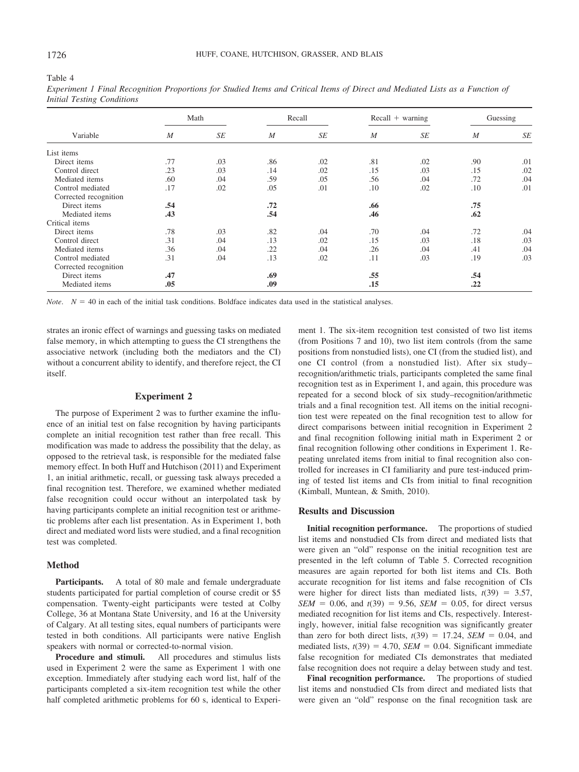Table 4

*Experiment 1 Final Recognition Proportions for Studied Items and Critical Items of Direct and Mediated Lists as a Function of Initial Testing Conditions*

| Variable | Math | | Recall | | Recall + warning | | Guessing | |
|---|---|---|---|---|---|---|---|---|
| | *M* | *SE* | *M* | *SE* | *M* | *SE* | *M* | *SE* |
| List items | | | | | | | | |
| Direct items | .77 | .03 | .86 | .02 | .81 | .02 | .90 | .01 |
| Control direct | .23 | .03 | .14 | .02 | .15 | .03 | .15 | .02 |
| Mediated items | .60 | .04 | .59 | .05 | .56 | .04 | .72 | .04 |
| Control mediated | .17 | .02 | .05 | .01 | .10 | .02 | .10 | .01 |
| Corrected recognition | | | | | | | | |
| Direct items | **.54** | | **.72** | | **.66** | | **.75** | |
| Mediated items | **.43** | | **.54** | | **.46** | | **.62** | |
| Critical items | | | | | | | | |
| Direct items | .78 | .03 | .82 | .04 | .70 | .04 | .72 | .04 |
| Control direct | .31 | .04 | .13 | .02 | .15 | .03 | .18 | .03 |
| Mediated items | .36 | .04 | .22 | .04 | .26 | .04 | .41 | .04 |
| Control mediated | .31 | .04 | .13 | .02 | .11 | .03 | .19 | .03 |
| Corrected recognition | | | | | | | | |
| Direct items | **.47** | | **.69** | | **.55** | | **.54** | |
| Mediated items | **.05** | | **.09** | | **.15** | | **.22** | |

*Note*. $N = 40$ in each of the initial task conditions. Boldface indicates data used in the statistical analyses.

strates an ironic effect of warnings and guessing tasks on mediated false memory, in which attempting to guess the CI strengthens the associative network (including both the mediators and the CI) without a concurrent ability to identify, and therefore reject, the CI itself.

## Experiment 2

The purpose of Experiment 2 was to further examine the influence of an initial test on false recognition by having participants complete an initial recognition test rather than free recall. This modification was made to address the possibility that the delay, as opposed to the retrieval task, is responsible for the mediated false memory effect. In both Huff and Hutchison (2011) and Experiment 1, an initial arithmetic, recall, or guessing task always preceded a final recognition test. Therefore, we examined whether mediated false recognition could occur without an interpolated task by having participants complete an initial recognition test or arithmetic problems after each list presentation. As in Experiment 1, both direct and mediated word lists were studied, and a final recognition test was completed.

### Method

**Participants.** A total of 80 male and female undergraduate students participated for partial completion of course credit or $5 compensation. Twenty-eight participants were tested at Colby College, 36 at Montana State University, and 16 at the University of Calgary. At all testing sites, equal numbers of participants were tested in both conditions. All participants were native English speakers with normal or corrected-to-normal vision.

**Procedure and stimuli.** All procedures and stimulus lists used in Experiment 2 were the same as Experiment 1 with one exception. Immediately after studying each word list, half of the participants completed a six-item recognition test while the other half completed arithmetic problems for 60 s, identical to Experiment 1. The six-item recognition test consisted of two list items (from Positions 7 and 10), two list item controls (from the same positions from nonstudied lists), one CI (from the studied list), and one CI control (from a nonstudied list). After six study–recognition/arithmetic trials, participants completed the same final recognition test as in Experiment 1, and again, this procedure was repeated for a second block of six study–recognition/arithmetic trials and a final recognition test. All items on the initial recognition test were repeated on the final recognition test to allow for direct comparisons between initial recognition in Experiment 2 and final recognition following initial math in Experiment 2 or final recognition following other conditions in Experiment 1. Repeating unrelated items from initial to final recognition also controlled for increases in CI familiarity and pure test-induced priming of tested list items and CIs from initial to final recognition (Kimball, Muntean, & Smith, 2010).

### Results and Discussion

**Initial recognition performance.** The proportions of studied list items and nonstudied CIs from direct and mediated lists that were given an "old" response on the initial recognition test are presented in the left column of Table 5. Corrected recognition measures are again reported for both list items and CIs. Both accurate recognition for list items and false recognition of CIs were higher for direct lists than mediated lists, $t(39) = 3.57$, $SEM = 0.06$, and $t(39) = 9.56$, $SEM = 0.05$, for direct versus mediated recognition for list items and CIs, respectively. Interestingly, however, initial false recognition was significantly greater than zero for both direct lists, $t(39) = 17.24$, $SEM = 0.04$, and mediated lists, $t(39) = 4.70$, $SEM = 0.04$. Significant immediate false recognition for mediated CIs demonstrates that mediated false recognition does not require a delay between study and test.

**Final recognition performance.** The proportions of studied list items and nonstudied CIs from direct and mediated lists that were given an "old" response on the final recognition task are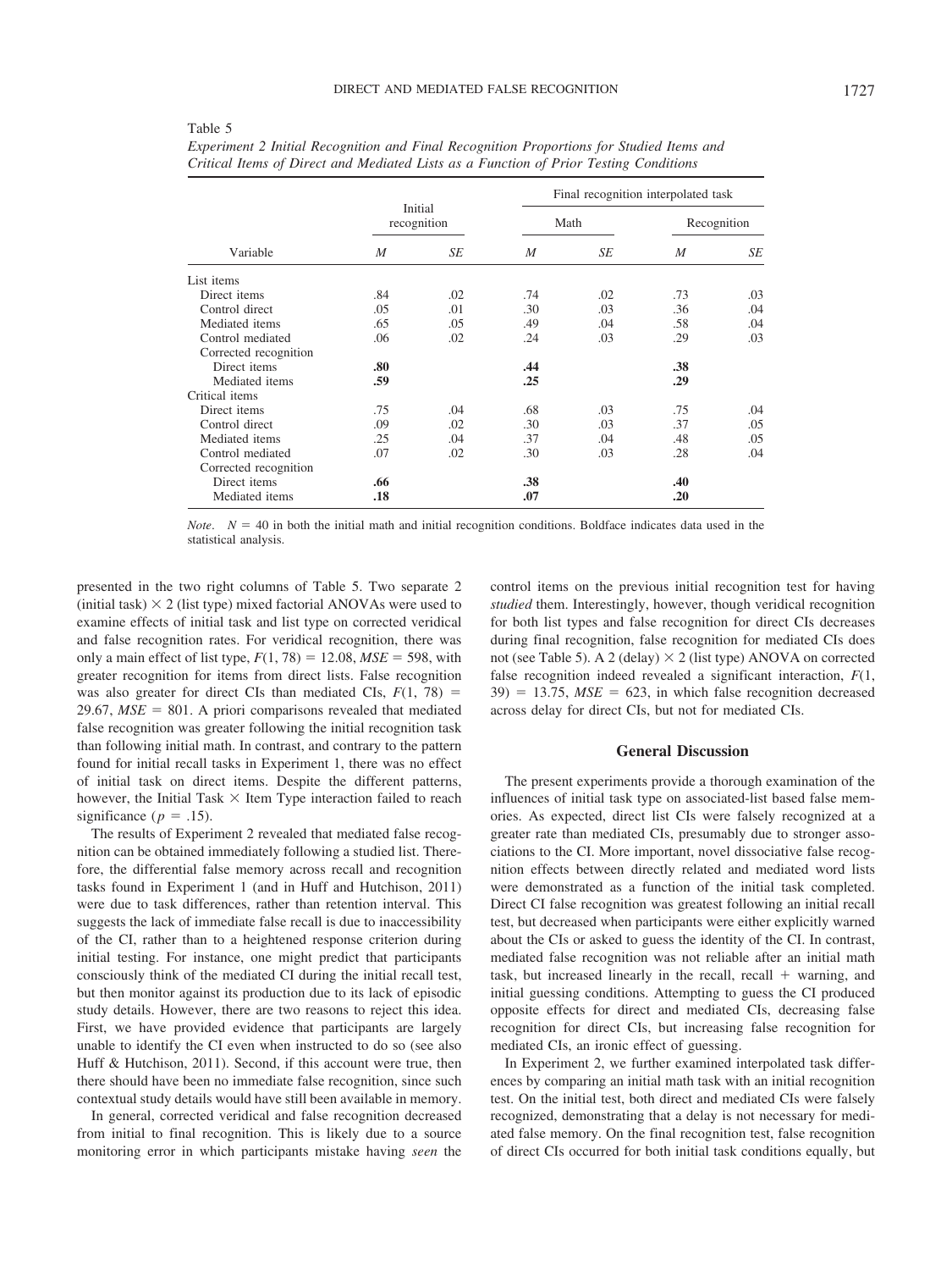Table 5

*Experiment 2 Initial Recognition and Final Recognition Proportions for Studied Items and Critical Items of Direct and Mediated Lists as a Function of Prior Testing Conditions*

| | Initial recognition | | Final recognition interpolated task | | | |
|---|---|---|---|---|---|---|
| | | | Math | | Recognition | |
| Variable | *M* | *SE* | *M* | *SE* | *M* | *SE* |
| List items | | | | | | |
| Direct items | .84 | .02 | .74 | .02 | .73 | .03 |
| Control direct | .05 | .01 | .30 | .03 | .36 | .04 |
| Mediated items | .65 | .05 | .49 | .04 | .58 | .04 |
| Control mediated | .06 | .02 | .24 | .03 | .29 | .03 |
| Corrected recognition | | | | | | |
| Direct items | **.80** | | **.44** | | **.38** | |
| Mediated items | **.59** | | **.25** | | **.29** | |
| Critical items | | | | | | |
| Direct items | .75 | .04 | .68 | .03 | .75 | .04 |
| Control direct | .09 | .02 | .30 | .03 | .37 | .05 |
| Mediated items | .25 | .04 | .37 | .04 | .48 | .05 |
| Control mediated | .07 | .02 | .30 | .03 | .28 | .04 |
| Corrected recognition | | | | | | |
| Direct items | **.66** | | **.38** | | **.40** | |
| Mediated items | **.18** | | **.07** | | **.20** | |

*Note*. $N = 40$ in both the initial math and initial recognition conditions. Boldface indicates data used in the statistical analysis.

presented in the two right columns of Table 5. Two separate 2 (initial task) × 2 (list type) mixed factorial ANOVAs were used to examine effects of initial task and list type on corrected veridical and false recognition rates. For veridical recognition, there was only a main effect of list type, $F(1, 78) = 12.08$, $MSE = 598$, with greater recognition for items from direct lists. False recognition was also greater for direct CIs than mediated CIs, $F(1, 78) = 29.67$, $MSE = 801$. A priori comparisons revealed that mediated false recognition was greater following the initial recognition task than following initial math. In contrast, and contrary to the pattern found for initial recall tasks in Experiment 1, there was no effect of initial task on direct items. Despite the different patterns, however, the Initial Task × Item Type interaction failed to reach significance ($p = .15$).

The results of Experiment 2 revealed that mediated false recognition can be obtained immediately following a studied list. Therefore, the differential false memory across recall and recognition tasks found in Experiment 1 (and in Huff and Hutchison, 2011) were due to task differences, rather than retention interval. This suggests the lack of immediate false recall is due to inaccessibility of the CI, rather than to a heightened response criterion during initial testing. For instance, one might predict that participants consciously think of the mediated CI during the initial recall test, but then monitor against its production due to its lack of episodic study details. However, there are two reasons to reject this idea. First, we have provided evidence that participants are largely unable to identify the CI even when instructed to do so (see also Huff & Hutchison, 2011). Second, if this account were true, then there should have been no immediate false recognition, since such contextual study details would have still been available in memory.

In general, corrected veridical and false recognition decreased from initial to final recognition. This is likely due to a source monitoring error in which participants mistake having *seen* the control items on the previous initial recognition test for having *studied* them. Interestingly, however, though veridical recognition for both list types and false recognition for direct CIs decreases during final recognition, false recognition for mediated CIs does not (see Table 5). A 2 (delay) × 2 (list type) ANOVA on corrected false recognition indeed revealed a significant interaction, $F(1, 39) = 13.75$, $MSE = 623$, in which false recognition decreased across delay for direct CIs, but not for mediated CIs.

## General Discussion

The present experiments provide a thorough examination of the influences of initial task type on associated-list based false memories. As expected, direct list CIs were falsely recognized at a greater rate than mediated CIs, presumably due to stronger associations to the CI. More important, novel dissociative false recognition effects between directly related and mediated word lists were demonstrated as a function of the initial task completed. Direct CI false recognition was greatest following an initial recall test, but decreased when participants were either explicitly warned about the CIs or asked to guess the identity of the CI. In contrast, mediated false recognition was not reliable after an initial math task, but increased linearly in the recall, recall + warning, and initial guessing conditions. Attempting to guess the CI produced opposite effects for direct and mediated CIs, decreasing false recognition for direct CIs, but increasing false recognition for mediated CIs, an ironic effect of guessing.

In Experiment 2, we further examined interpolated task differences by comparing an initial math task with an initial recognition test. On the initial test, both direct and mediated CIs were falsely recognized, demonstrating that a delay is not necessary for mediated false memory. On the final recognition test, false recognition of direct CIs occurred for both initial task conditions equally, but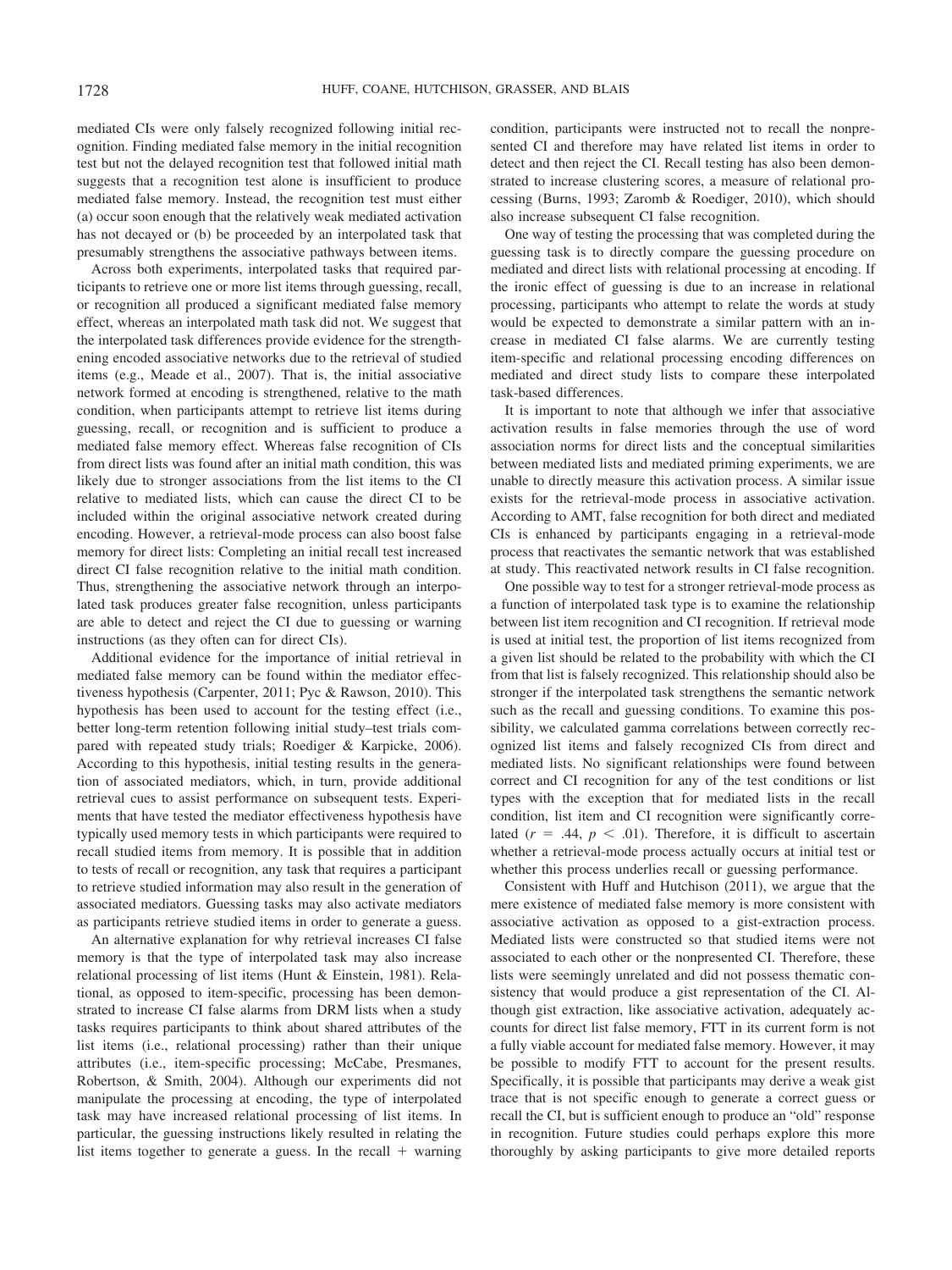mediated CIs were only falsely recognized following initial recognition. Finding mediated false memory in the initial recognition test but not the delayed recognition test that followed initial math suggests that a recognition test alone is insufficient to produce mediated false memory. Instead, the recognition test must either (a) occur soon enough that the relatively weak mediated activation has not decayed or (b) be proceeded by an interpolated task that presumably strengthens the associative pathways between items.

Across both experiments, interpolated tasks that required participants to retrieve one or more list items through guessing, recall, or recognition all produced a significant mediated false memory effect, whereas an interpolated math task did not. We suggest that the interpolated task differences provide evidence for the strengthening encoded associative networks due to the retrieval of studied items (e.g., Meade et al., 2007). That is, the initial associative network formed at encoding is strengthened, relative to the math condition, when participants attempt to retrieve list items during guessing, recall, or recognition and is sufficient to produce a mediated false memory effect. Whereas false recognition of CIs from direct lists was found after an initial math condition, this was likely due to stronger associations from the list items to the CI relative to mediated lists, which can cause the direct CI to be included within the original associative network created during encoding. However, a retrieval-mode process can also boost false memory for direct lists: Completing an initial recall test increased direct CI false recognition relative to the initial math condition. Thus, strengthening the associative network through an interpolated task produces greater false recognition, unless participants are able to detect and reject the CI due to guessing or warning instructions (as they often can for direct CIs).

Additional evidence for the importance of initial retrieval in mediated false memory can be found within the mediator effectiveness hypothesis (Carpenter, 2011; Pyc & Rawson, 2010). This hypothesis has been used to account for the testing effect (i.e., better long-term retention following initial study–test trials compared with repeated study trials; Roediger & Karpicke, 2006). According to this hypothesis, initial testing results in the generation of associated mediators, which, in turn, provide additional retrieval cues to assist performance on subsequent tests. Experiments that have tested the mediator effectiveness hypothesis have typically used memory tests in which participants were required to recall studied items from memory. It is possible that in addition to tests of recall or recognition, any task that requires a participant to retrieve studied information may also result in the generation of associated mediators. Guessing tasks may also activate mediators as participants retrieve studied items in order to generate a guess.

An alternative explanation for why retrieval increases CI false memory is that the type of interpolated task may also increase relational processing of list items (Hunt & Einstein, 1981). Relational, as opposed to item-specific, processing has been demonstrated to increase CI false alarms from DRM lists when a study tasks requires participants to think about shared attributes of the list items (i.e., relational processing) rather than their unique attributes (i.e., item-specific processing; McCabe, Presmanes, Robertson, & Smith, 2004). Although our experiments did not manipulate the processing at encoding, the type of interpolated task may have increased relational processing of list items. In particular, the guessing instructions likely resulted in relating the list items together to generate a guess. In the recall + warning condition, participants were instructed not to recall the nonpresented CI and therefore may have related list items in order to detect and then reject the CI. Recall testing has also been demonstrated to increase clustering scores, a measure of relational processing (Burns, 1993; Zaromb & Roediger, 2010), which should also increase subsequent CI false recognition.

One way of testing the processing that was completed during the guessing task is to directly compare the guessing procedure on mediated and direct lists with relational processing at encoding. If the ironic effect of guessing is due to an increase in relational processing, participants who attempt to relate the words at study would be expected to demonstrate a similar pattern with an increase in mediated CI false alarms. We are currently testing item-specific and relational processing encoding differences on mediated and direct study lists to compare these interpolated task-based differences.

It is important to note that although we infer that associative activation results in false memories through the use of word association norms for direct lists and the conceptual similarities between mediated lists and mediated priming experiments, we are unable to directly measure this activation process. A similar issue exists for the retrieval-mode process in associative activation. According to AMT, false recognition for both direct and mediated CIs is enhanced by participants engaging in a retrieval-mode process that reactivates the semantic network that was established at study. This reactivated network results in CI false recognition.

One possible way to test for a stronger retrieval-mode process as a function of interpolated task type is to examine the relationship between list item recognition and CI recognition. If retrieval mode is used at initial test, the proportion of list items recognized from a given list should be related to the probability with which the CI from that list is falsely recognized. This relationship should also be stronger if the interpolated task strengthens the semantic network such as the recall and guessing conditions. To examine this possibility, we calculated gamma correlations between correctly recognized list items and falsely recognized CIs from direct and mediated lists. No significant relationships were found between correct and CI recognition for any of the test conditions or list types with the exception that for mediated lists in the recall condition, list item and CI recognition were significantly correlated ($r = .44$, $p < .01$). Therefore, it is difficult to ascertain whether a retrieval-mode process actually occurs at initial test or whether this process underlies recall or guessing performance.

Consistent with Huff and Hutchison (2011), we argue that the mere existence of mediated false memory is more consistent with associative activation as opposed to a gist-extraction process. Mediated lists were constructed so that studied items were not associated to each other or the nonpresented CI. Therefore, these lists were seemingly unrelated and did not possess thematic consistency that would produce a gist representation of the CI. Although gist extraction, like associative activation, adequately accounts for direct list false memory, FTT in its current form is not a fully viable account for mediated false memory. However, it may be possible to modify FTT to account for the present results. Specifically, it is possible that participants may derive a weak gist trace that is not specific enough to generate a correct guess or recall the CI, but is sufficient enough to produce an "old" response in recognition. Future studies could perhaps explore this more thoroughly by asking participants to give more detailed reports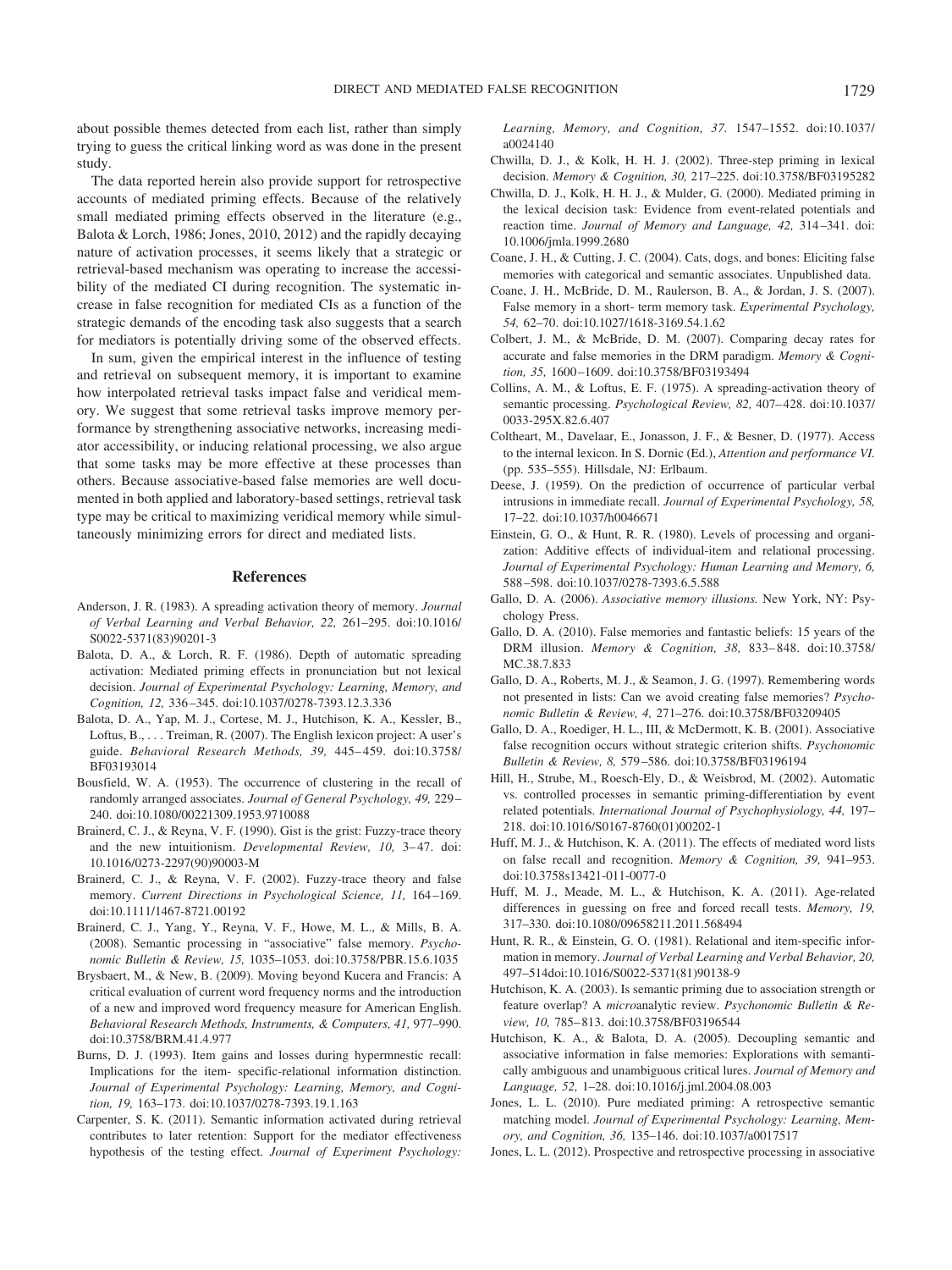about possible themes detected from each list, rather than simply trying to guess the critical linking word as was done in the present study.

The data reported herein also provide support for retrospective accounts of mediated priming effects. Because of the relatively small mediated priming effects observed in the literature (e.g., Balota & Lorch, 1986; Jones, 2010, 2012) and the rapidly decaying nature of activation processes, it seems likely that a strategic or retrieval-based mechanism was operating to increase the accessibility of the mediated CI during recognition. The systematic increase in false recognition for mediated CIs as a function of the strategic demands of the encoding task also suggests that a search for mediators is potentially driving some of the observed effects.

In sum, given the empirical interest in the influence of testing and retrieval on subsequent memory, it is important to examine how interpolated retrieval tasks impact false and veridical memory. We suggest that some retrieval tasks improve memory performance by strengthening associative networks, increasing mediator accessibility, or inducing relational processing, we also argue that some tasks may be more effective at these processes than others. Because associative-based false memories are well documented in both applied and laboratory-based settings, retrieval task type may be critical to maximizing veridical memory while simultaneously minimizing errors for direct and mediated lists.

## References

Anderson, J. R. (1983). A spreading activation theory of memory. *Journal of Verbal Learning and Verbal Behavior, 22,* 261–295. doi:10.1016/S0022-5371(83)90201-3

Balota, D. A., & Lorch, R. F. (1986). Depth of automatic spreading activation: Mediated priming effects in pronunciation but not lexical decision. *Journal of Experimental Psychology: Learning, Memory, and Cognition, 12,* 336–345. doi:10.1037/0278-7393.12.3.336

Balota, D. A., Yap, M. J., Cortese, M. J., Hutchison, K. A., Kessler, B., Loftus, B., . . . Treiman, R. (2007). The English lexicon project: A user's guide. *Behavioral Research Methods, 39,* 445–459. doi:10.3758/BF03193014

Bousfield, W. A. (1953). The occurrence of clustering in the recall of randomly arranged associates. *Journal of General Psychology, 49,* 229–240. doi:10.1080/00221309.1953.9710088

Brainerd, C. J., & Reyna, V. F. (1990). Gist is the grist: Fuzzy-trace theory and the new intuitionism. *Developmental Review, 10,* 3–47. doi:10.1016/0273-2297(90)90003-M

Brainerd, C. J., & Reyna, V. F. (2002). Fuzzy-trace theory and false memory. *Current Directions in Psychological Science, 11,* 164–169. doi:10.1111/1467-8721.00192

Brainerd, C. J., Yang, Y., Reyna, V. F., Howe, M. L., & Mills, B. A. (2008). Semantic processing in "associative" false memory. *Psychonomic Bulletin & Review, 15,* 1035–1053. doi:10.3758/PBR.15.6.1035

Brysbaert, M., & New, B. (2009). Moving beyond Kucera and Francis: A critical evaluation of current word frequency norms and the introduction of a new and improved word frequency measure for American English. *Behavioral Research Methods, Instruments, & Computers, 41,* 977–990. doi:10.3758/BRM.41.4.977

Burns, D. J. (1993). Item gains and losses during hypermnestic recall: Implications for the item- specific-relational information distinction. *Journal of Experimental Psychology: Learning, Memory, and Cognition, 19,* 163–173. doi:10.1037/0278-7393.19.1.163

Carpenter, S. K. (2011). Semantic information activated during retrieval contributes to later retention: Support for the mediator effectiveness hypothesis of the testing effect. *Journal of Experiment Psychology: Learning, Memory, and Cognition, 37.* 1547–1552. doi:10.1037/a0024140

Chwilla, D. J., & Kolk, H. H. J. (2002). Three-step priming in lexical decision. *Memory & Cognition, 30,* 217–225. doi:10.3758/BF03195282

Chwilla, D. J., Kolk, H. H. J., & Mulder, G. (2000). Mediated priming in the lexical decision task: Evidence from event-related potentials and reaction time. *Journal of Memory and Language, 42,* 314–341. doi:10.1006/jmla.1999.2680

Coane, J. H., & Cutting, J. C. (2004). Cats, dogs, and bones: Eliciting false memories with categorical and semantic associates. Unpublished data.

Coane, J. H., McBride, D. M., Raulerson, B. A., & Jordan, J. S. (2007). False memory in a short- term memory task. *Experimental Psychology, 54,* 62–70. doi:10.1027/1618-3169.54.1.62

Colbert, J. M., & McBride, D. M. (2007). Comparing decay rates for accurate and false memories in the DRM paradigm. *Memory & Cognition, 35,* 1600–1609. doi:10.3758/BF03193494

Collins, A. M., & Loftus, E. F. (1975). A spreading-activation theory of semantic processing. *Psychological Review, 82,* 407–428. doi:10.1037/0033-295X.82.6.407

Coltheart, M., Davelaar, E., Jonasson, J. F., & Besner, D. (1977). Access to the internal lexicon. In S. Dornic (Ed.), *Attention and performance VI.* (pp. 535–555). Hillsdale, NJ: Erlbaum.

Deese, J. (1959). On the prediction of occurrence of particular verbal intrusions in immediate recall. *Journal of Experimental Psychology, 58,* 17–22. doi:10.1037/h0046671

Einstein, G. O., & Hunt, R. R. (1980). Levels of processing and organization: Additive effects of individual-item and relational processing. *Journal of Experimental Psychology: Human Learning and Memory, 6,* 588–598. doi:10.1037/0278-7393.6.5.588

Gallo, D. A. (2006). *Associative memory illusions.* New York, NY: Psychology Press.

Gallo, D. A. (2010). False memories and fantastic beliefs: 15 years of the DRM illusion. *Memory & Cognition, 38,* 833–848. doi:10.3758/MC.38.7.833

Gallo, D. A., Roberts, M. J., & Seamon, J. G. (1997). Remembering words not presented in lists: Can we avoid creating false memories? *Psychonomic Bulletin & Review, 4,* 271–276. doi:10.3758/BF03209405

Gallo, D. A., Roediger, H. L., III, & McDermott, K. B. (2001). Associative false recognition occurs without strategic criterion shifts. *Psychonomic Bulletin & Review, 8,* 579–586. doi:10.3758/BF03196194

Hill, H., Strube, M., Roesch-Ely, D., & Weisbrod, M. (2002). Automatic vs. controlled processes in semantic priming-differentiation by event related potentials. *International Journal of Psychophysiology, 44,* 197–218. doi:10.1016/S0167-8760(01)00202-1

Huff, M. J., & Hutchison, K. A. (2011). The effects of mediated word lists on false recall and recognition. *Memory & Cognition, 39,* 941–953. doi:10.3758s13421-011-0077-0

Huff, M. J., Meade, M. L., & Hutchison, K. A. (2011). Age-related differences in guessing on free and forced recall tests. *Memory, 19,* 317–330. doi:10.1080/09658211.2011.568494

Hunt, R. R., & Einstein, G. O. (1981). Relational and item-specific information in memory. *Journal of Verbal Learning and Verbal Behavior, 20,* 497–514doi:10.1016/S0022-5371(81)90138-9

Hutchison, K. A. (2003). Is semantic priming due to association strength or feature overlap? A *micro*analytic review. *Psychonomic Bulletin & Review, 10,* 785–813. doi:10.3758/BF03196544

Hutchison, K. A., & Balota, D. A. (2005). Decoupling semantic and associative information in false memories: Explorations with semantically ambiguous and unambiguous critical lures. *Journal of Memory and Language, 52,* 1–28. doi:10.1016/j.jml.2004.08.003

Jones, L. L. (2010). Pure mediated priming: A retrospective semantic matching model. *Journal of Experimental Psychology: Learning, Memory, and Cognition, 36,* 135–146. doi:10.1037/a0017517

Jones, L. L. (2012). Prospective and retrospective processing in associative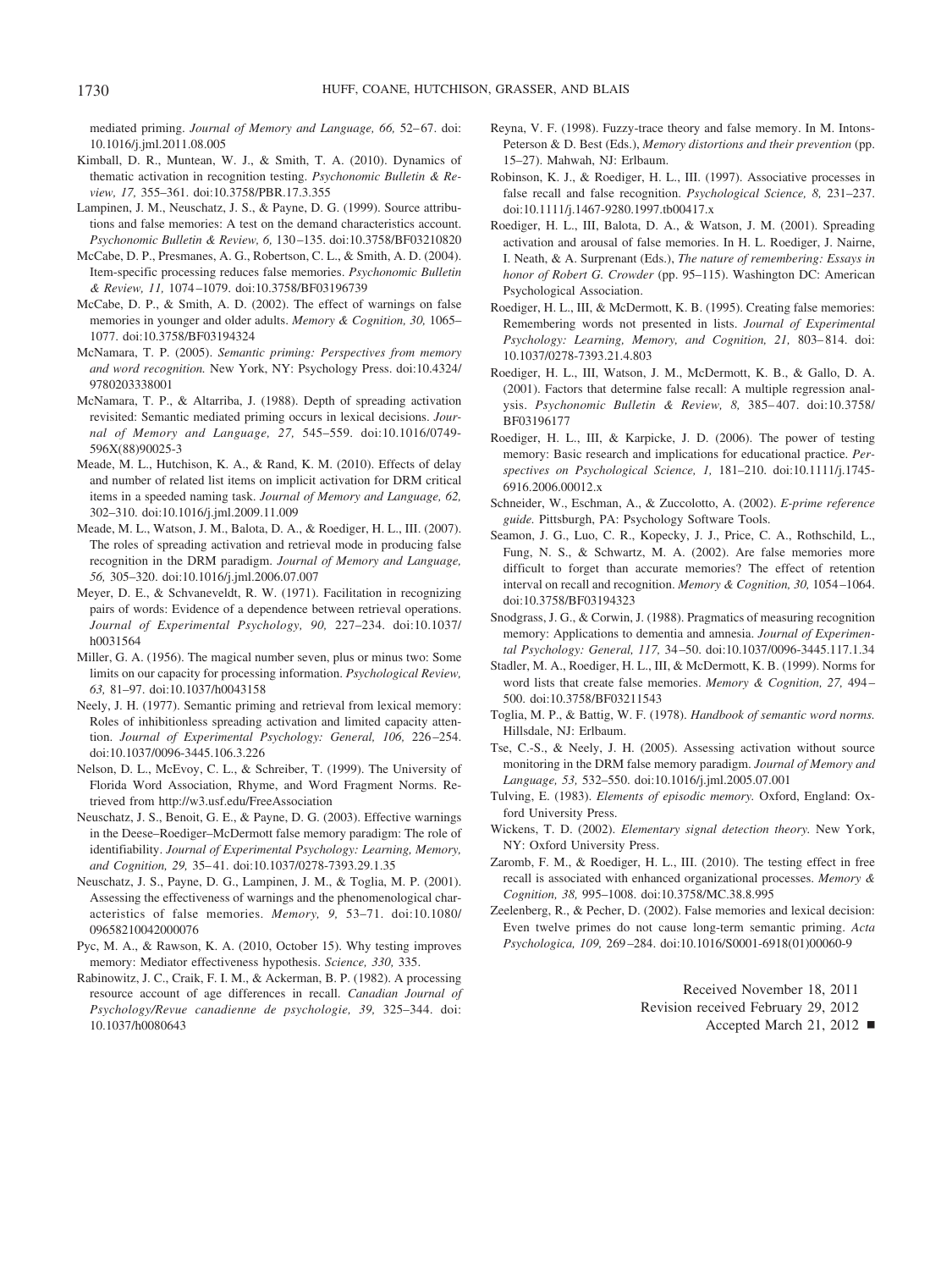mediated priming. *Journal of Memory and Language, 66,* 52–67. doi: 10.1016/j.jml.2011.08.005

Kimball, D. R., Muntean, W. J., & Smith, T. A. (2010). Dynamics of thematic activation in recognition testing. *Psychonomic Bulletin & Review, 17,* 355–361. doi:10.3758/PBR.17.3.355

Lampinen, J. M., Neuschatz, J. S., & Payne, D. G. (1999). Source attributions and false memories: A test on the demand characteristics account. *Psychonomic Bulletin & Review, 6,* 130–135. doi:10.3758/BF03210820

McCabe, D. P., Presmanes, A. G., Robertson, C. L., & Smith, A. D. (2004). Item-specific processing reduces false memories. *Psychonomic Bulletin & Review, 11,* 1074–1079. doi:10.3758/BF03196739

McCabe, D. P., & Smith, A. D. (2002). The effect of warnings on false memories in younger and older adults. *Memory & Cognition, 30,* 1065–1077. doi:10.3758/BF03194324

McNamara, T. P. (2005). *Semantic priming: Perspectives from memory and word recognition.* New York, NY: Psychology Press. doi:10.4324/9780203338001

McNamara, T. P., & Altarriba, J. (1988). Depth of spreading activation revisited: Semantic mediated priming occurs in lexical decisions. *Journal of Memory and Language, 27,* 545–559. doi:10.1016/0749-596X(88)90025-3

Meade, M. L., Hutchison, K. A., & Rand, K. M. (2010). Effects of delay and number of related list items on implicit activation for DRM critical items in a speeded naming task. *Journal of Memory and Language, 62,* 302–310. doi:10.1016/j.jml.2009.11.009

Meade, M. L., Watson, J. M., Balota, D. A., & Roediger, H. L., III. (2007). The roles of spreading activation and retrieval mode in producing false recognition in the DRM paradigm. *Journal of Memory and Language, 56,* 305–320. doi:10.1016/j.jml.2006.07.007

Meyer, D. E., & Schvaneveldt, R. W. (1971). Facilitation in recognizing pairs of words: Evidence of a dependence between retrieval operations. *Journal of Experimental Psychology, 90,* 227–234. doi:10.1037/h0031564

Miller, G. A. (1956). The magical number seven, plus or minus two: Some limits on our capacity for processing information. *Psychological Review, 63,* 81–97. doi:10.1037/h0043158

Neely, J. H. (1977). Semantic priming and retrieval from lexical memory: Roles of inhibitionless spreading activation and limited capacity attention. *Journal of Experimental Psychology: General, 106,* 226–254. doi:10.1037/0096-3445.106.3.226

Nelson, D. L., McEvoy, C. L., & Schreiber, T. (1999). The University of Florida Word Association, Rhyme, and Word Fragment Norms. Retrieved from http://w3.usf.edu/FreeAssociation

Neuschatz, J. S., Benoit, G. E., & Payne, D. G. (2003). Effective warnings in the Deese–Roediger–McDermott false memory paradigm: The role of identifiability. *Journal of Experimental Psychology: Learning, Memory, and Cognition, 29,* 35–41. doi:10.1037/0278-7393.29.1.35

Neuschatz, J. S., Payne, D. G., Lampinen, J. M., & Toglia, M. P. (2001). Assessing the effectiveness of warnings and the phenomenological characteristics of false memories. *Memory, 9,* 53–71. doi:10.1080/09658210042000076

Pyc, M. A., & Rawson, K. A. (2010, October 15). Why testing improves memory: Mediator effectiveness hypothesis. *Science, 330,* 335.

Rabinowitz, J. C., Craik, F. I. M., & Ackerman, B. P. (1982). A processing resource account of age differences in recall. *Canadian Journal of Psychology/Revue canadienne de psychologie, 39,* 325–344. doi:10.1037/h0080643

Reyna, V. F. (1998). Fuzzy-trace theory and false memory. In M. Intons-Peterson & D. Best (Eds.), *Memory distortions and their prevention* (pp. 15–27). Mahwah, NJ: Erlbaum.

Robinson, K. J., & Roediger, H. L., III. (1997). Associative processes in false recall and false recognition. *Psychological Science, 8,* 231–237. doi:10.1111/j.1467-9280.1997.tb00417.x

Roediger, H. L., III, Balota, D. A., & Watson, J. M. (2001). Spreading activation and arousal of false memories. In H. L. Roediger, J. Nairne, I. Neath, & A. Surprenant (Eds.), *The nature of remembering: Essays in honor of Robert G. Crowder* (pp. 95–115). Washington DC: American Psychological Association.

Roediger, H. L., III, & McDermott, K. B. (1995). Creating false memories: Remembering words not presented in lists. *Journal of Experimental Psychology: Learning, Memory, and Cognition, 21,* 803–814. doi:10.1037/0278-7393.21.4.803

Roediger, H. L., III, Watson, J. M., McDermott, K. B., & Gallo, D. A. (2001). Factors that determine false recall: A multiple regression analysis. *Psychonomic Bulletin & Review, 8,* 385–407. doi:10.3758/BF03196177

Roediger, H. L., III, & Karpicke, J. D. (2006). The power of testing memory: Basic research and implications for educational practice. *Perspectives on Psychological Science, 1,* 181–210. doi:10.1111/j.1745-6916.2006.00012.x

Schneider, W., Eschman, A., & Zuccolotto, A. (2002). *E-prime reference guide.* Pittsburgh, PA: Psychology Software Tools.

Seamon, J. G., Luo, C. R., Kopecky, J. J., Price, C. A., Rothschild, L., Fung, N. S., & Schwartz, M. A. (2002). Are false memories more difficult to forget than accurate memories? The effect of retention interval on recall and recognition. *Memory & Cognition, 30,* 1054–1064. doi:10.3758/BF03194323

Snodgrass, J. G., & Corwin, J. (1988). Pragmatics of measuring recognition memory: Applications to dementia and amnesia. *Journal of Experimental Psychology: General, 117,* 34–50. doi:10.1037/0096-3445.117.1.34

Stadler, M. A., Roediger, H. L., III, & McDermott, K. B. (1999). Norms for word lists that create false memories. *Memory & Cognition, 27,* 494–500. doi:10.3758/BF03211543

Toglia, M. P., & Battig, W. F. (1978). *Handbook of semantic word norms.* Hillsdale, NJ: Erlbaum.

Tse, C.-S., & Neely, J. H. (2005). Assessing activation without source monitoring in the DRM false memory paradigm. *Journal of Memory and Language, 53,* 532–550. doi:10.1016/j.jml.2005.07.001

Tulving, E. (1983). *Elements of episodic memory.* Oxford, England: Oxford University Press.

Wickens, T. D. (2002). *Elementary signal detection theory.* New York, NY: Oxford University Press.

Zaromb, F. M., & Roediger, H. L., III. (2010). The testing effect in free recall is associated with enhanced organizational processes. *Memory & Cognition, 38,* 995–1008. doi:10.3758/MC.38.8.995

Zeelenberg, R., & Pecher, D. (2002). False memories and lexical decision: Even twelve primes do not cause long-term semantic priming. *Acta Psychologica, 109,* 269–284. doi:10.1016/S0001-6918(01)00060-9

Received November 18, 2011
Revision received February 29, 2012
Accepted March 21, 2012 ■